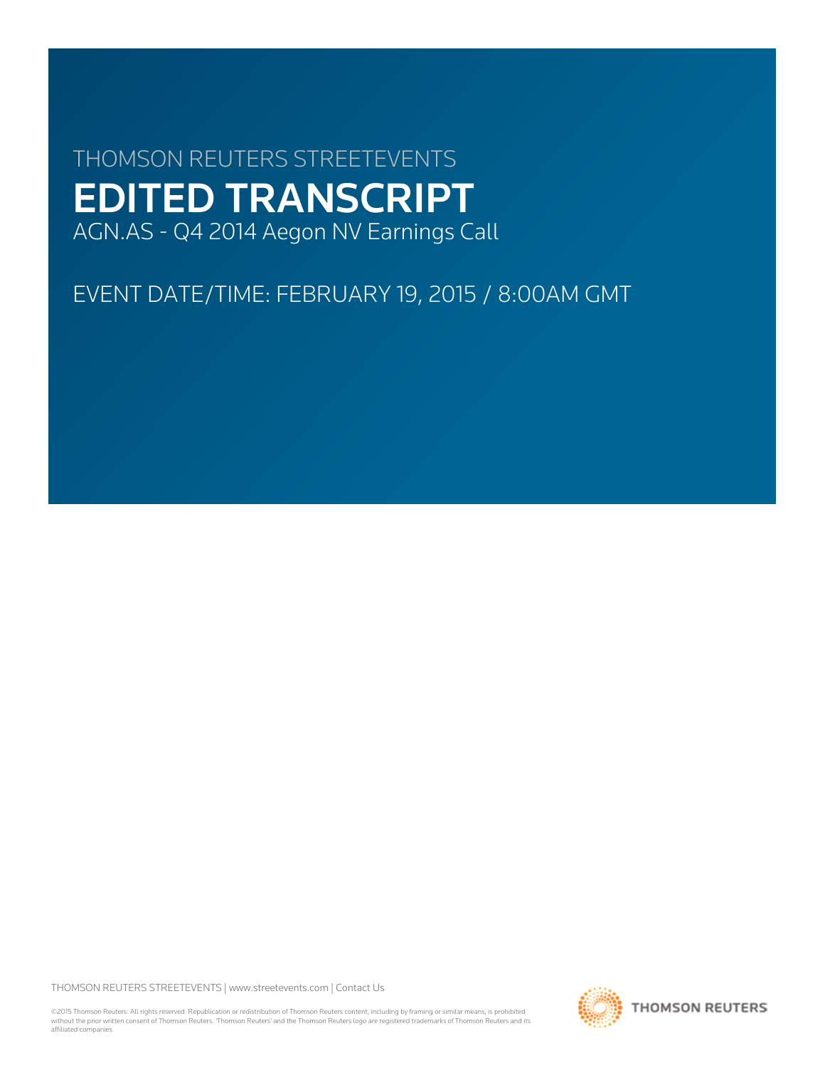THOMSON REUTERS STREETEVENTS

# EDITED TRANSCRIPT

AGN.AS - Q4 2014 Aegon NV Earnings Call

EVENT DATE/TIME: FEBRUARY 19, 2015 / 8:00AM GMT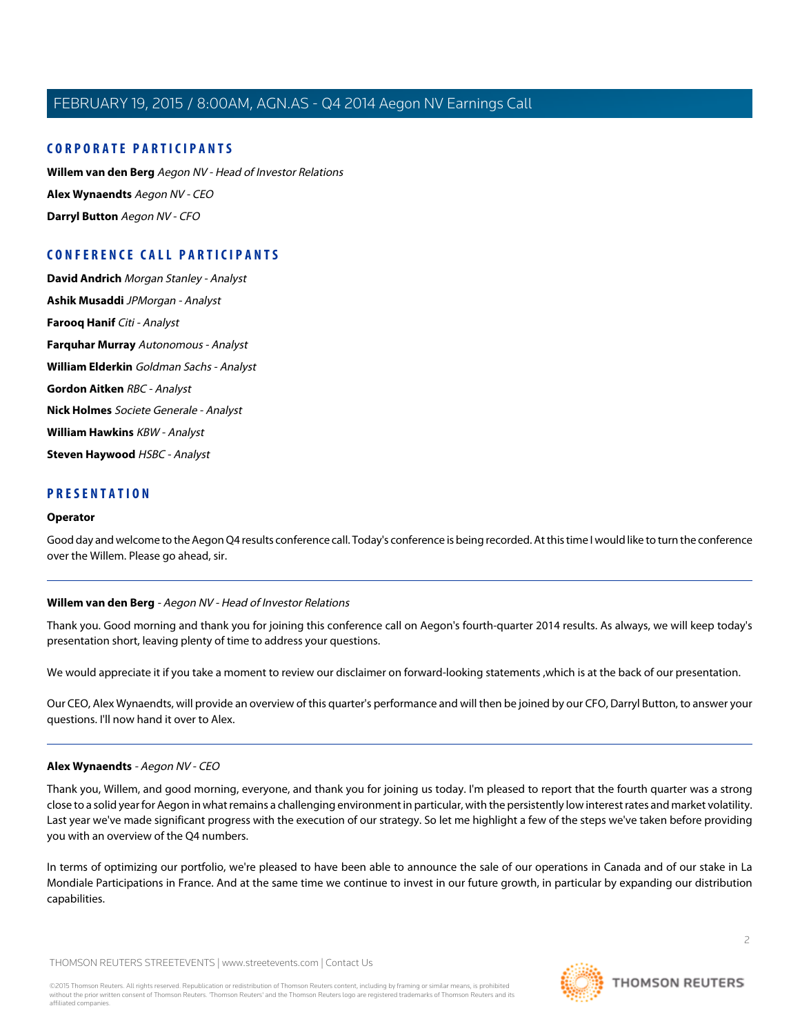## CORPORATE PARTICIPANTS

**Willem van den Berg** *Aegon NV - Head of Investor Relations*

**Alex Wynaendts** *Aegon NV - CEO*

**Darryl Button** *Aegon NV - CFO*

## CONFERENCE CALL PARTICIPANTS

**David Andrich** *Morgan Stanley - Analyst*

**Ashik Musaddi** *JPMorgan - Analyst*

**Farooq Hanif** *Citi - Analyst*

**Farquhar Murray** *Autonomous - Analyst*

**William Elderkin** *Goldman Sachs - Analyst*

**Gordon Aitken** *RBC - Analyst*

**Nick Holmes** *Societe Generale - Analyst*

**William Hawkins** *KBW - Analyst*

**Steven Haywood** *HSBC - Analyst*

## PRESENTATION

**Operator**

Good day and welcome to the Aegon Q4 results conference call. Today's conference is being recorded. At this time I would like to turn the conference over the Willem. Please go ahead, sir.

---

**Willem van den Berg** - *Aegon NV - Head of Investor Relations*

Thank you. Good morning and thank you for joining this conference call on Aegon's fourth-quarter 2014 results. As always, we will keep today's presentation short, leaving plenty of time to address your questions.

We would appreciate it if you take a moment to review our disclaimer on forward-looking statements ,which is at the back of our presentation.

Our CEO, Alex Wynaendts, will provide an overview of this quarter's performance and will then be joined by our CFO, Darryl Button, to answer your questions. I'll now hand it over to Alex.

---

**Alex Wynaendts** - *Aegon NV - CEO*

Thank you, Willem, and good morning, everyone, and thank you for joining us today. I'm pleased to report that the fourth quarter was a strong close to a solid year for Aegon in what remains a challenging environment in particular, with the persistently low interest rates and market volatility. Last year we've made significant progress with the execution of our strategy. So let me highlight a few of the steps we've taken before providing you with an overview of the Q4 numbers.

In terms of optimizing our portfolio, we're pleased to have been able to announce the sale of our operations in Canada and of our stake in La Mondiale Participations in France. And at the same time we continue to invest in our future growth, in particular by expanding our distribution capabilities.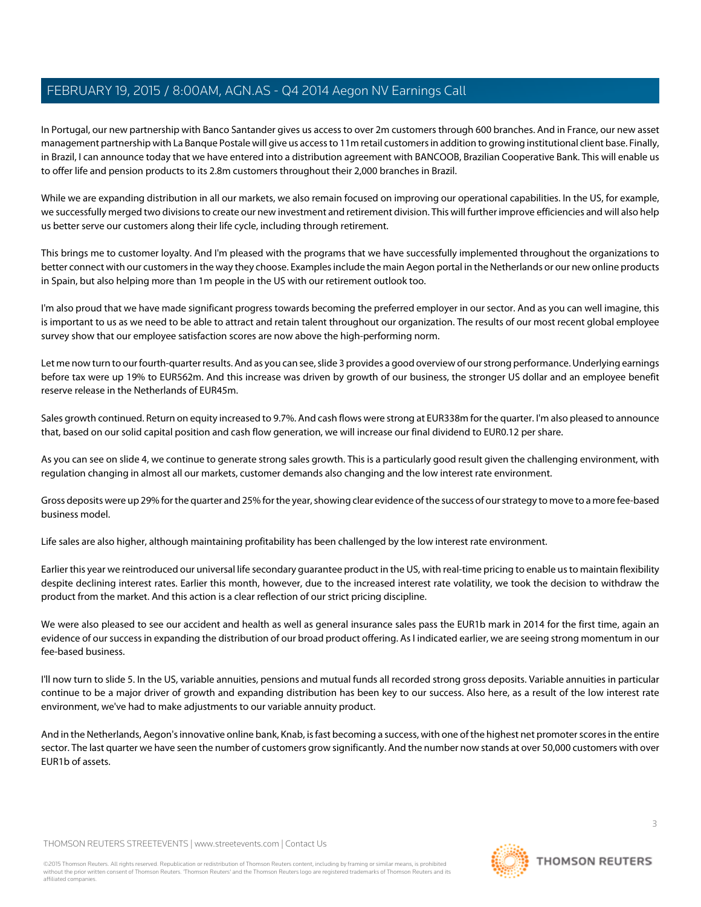In Portugal, our new partnership with Banco Santander gives us access to over 2m customers through 600 branches. And in France, our new asset management partnership with La Banque Postale will give us access to 11m retail customers in addition to growing institutional client base. Finally, in Brazil, I can announce today that we have entered into a distribution agreement with BANCOOB, Brazilian Cooperative Bank. This will enable us to offer life and pension products to its 2.8m customers throughout their 2,000 branches in Brazil.

While we are expanding distribution in all our markets, we also remain focused on improving our operational capabilities. In the US, for example, we successfully merged two divisions to create our new investment and retirement division. This will further improve efficiencies and will also help us better serve our customers along their life cycle, including through retirement.

This brings me to customer loyalty. And I'm pleased with the programs that we have successfully implemented throughout the organizations to better connect with our customers in the way they choose. Examples include the main Aegon portal in the Netherlands or our new online products in Spain, but also helping more than 1m people in the US with our retirement outlook too.

I'm also proud that we have made significant progress towards becoming the preferred employer in our sector. And as you can well imagine, this is important to us as we need to be able to attract and retain talent throughout our organization. The results of our most recent global employee survey show that our employee satisfaction scores are now above the high-performing norm.

Let me now turn to our fourth-quarter results. And as you can see, slide 3 provides a good overview of our strong performance. Underlying earnings before tax were up 19% to EUR562m. And this increase was driven by growth of our business, the stronger US dollar and an employee benefit reserve release in the Netherlands of EUR45m.

Sales growth continued. Return on equity increased to 9.7%. And cash flows were strong at EUR338m for the quarter. I'm also pleased to announce that, based on our solid capital position and cash flow generation, we will increase our final dividend to EUR0.12 per share.

As you can see on slide 4, we continue to generate strong sales growth. This is a particularly good result given the challenging environment, with regulation changing in almost all our markets, customer demands also changing and the low interest rate environment.

Gross deposits were up 29% for the quarter and 25% for the year, showing clear evidence of the success of our strategy to move to a more fee-based business model.

Life sales are also higher, although maintaining profitability has been challenged by the low interest rate environment.

Earlier this year we reintroduced our universal life secondary guarantee product in the US, with real-time pricing to enable us to maintain flexibility despite declining interest rates. Earlier this month, however, due to the increased interest rate volatility, we took the decision to withdraw the product from the market. And this action is a clear reflection of our strict pricing discipline.

We were also pleased to see our accident and health as well as general insurance sales pass the EUR1b mark in 2014 for the first time, again an evidence of our success in expanding the distribution of our broad product offering. As I indicated earlier, we are seeing strong momentum in our fee-based business.

I'll now turn to slide 5. In the US, variable annuities, pensions and mutual funds all recorded strong gross deposits. Variable annuities in particular continue to be a major driver of growth and expanding distribution has been key to our success. Also here, as a result of the low interest rate environment, we've had to make adjustments to our variable annuity product.

And in the Netherlands, Aegon's innovative online bank, Knab, is fast becoming a success, with one of the highest net promoter scores in the entire sector. The last quarter we have seen the number of customers grow significantly. And the number now stands at over 50,000 customers with over EUR1b of assets.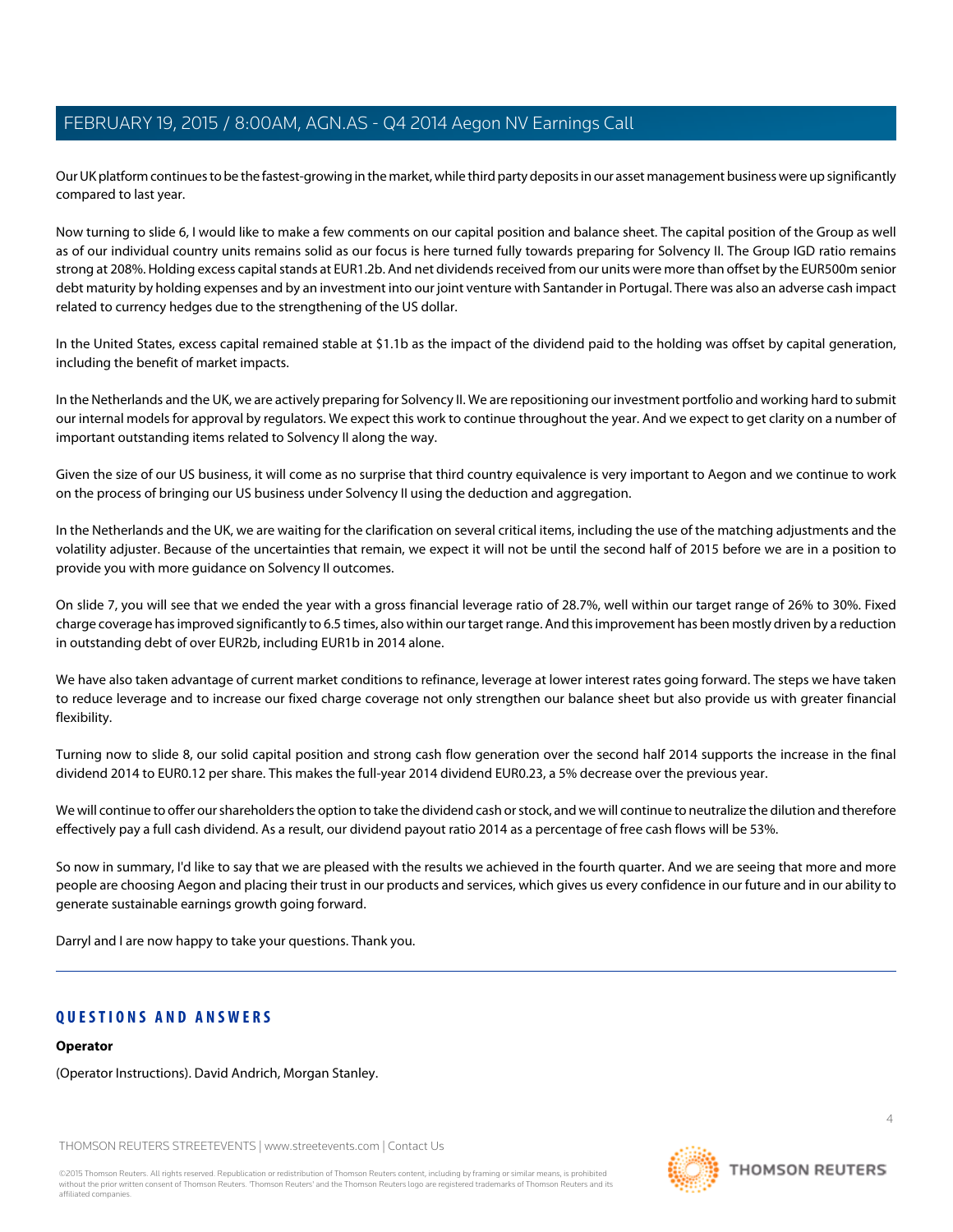Our UK platform continues to be the fastest-growing in the market, while third party deposits in our asset management business were up significantly compared to last year.

Now turning to slide 6, I would like to make a few comments on our capital position and balance sheet. The capital position of the Group as well as of our individual country units remains solid as our focus is here turned fully towards preparing for Solvency II. The Group IGD ratio remains strong at 208%. Holding excess capital stands at EUR1.2b. And net dividends received from our units were more than offset by the EUR500m senior debt maturity by holding expenses and by an investment into our joint venture with Santander in Portugal. There was also an adverse cash impact related to currency hedges due to the strengthening of the US dollar.

In the United States, excess capital remained stable at $1.1b as the impact of the dividend paid to the holding was offset by capital generation, including the benefit of market impacts.

In the Netherlands and the UK, we are actively preparing for Solvency II. We are repositioning our investment portfolio and working hard to submit our internal models for approval by regulators. We expect this work to continue throughout the year. And we expect to get clarity on a number of important outstanding items related to Solvency II along the way.

Given the size of our US business, it will come as no surprise that third country equivalence is very important to Aegon and we continue to work on the process of bringing our US business under Solvency II using the deduction and aggregation.

In the Netherlands and the UK, we are waiting for the clarification on several critical items, including the use of the matching adjustments and the volatility adjuster. Because of the uncertainties that remain, we expect it will not be until the second half of 2015 before we are in a position to provide you with more guidance on Solvency II outcomes.

On slide 7, you will see that we ended the year with a gross financial leverage ratio of 28.7%, well within our target range of 26% to 30%. Fixed charge coverage has improved significantly to 6.5 times, also within our target range. And this improvement has been mostly driven by a reduction in outstanding debt of over EUR2b, including EUR1b in 2014 alone.

We have also taken advantage of current market conditions to refinance, leverage at lower interest rates going forward. The steps we have taken to reduce leverage and to increase our fixed charge coverage not only strengthen our balance sheet but also provide us with greater financial flexibility.

Turning now to slide 8, our solid capital position and strong cash flow generation over the second half 2014 supports the increase in the final dividend 2014 to EUR0.12 per share. This makes the full-year 2014 dividend EUR0.23, a 5% decrease over the previous year.

We will continue to offer our shareholders the option to take the dividend cash or stock, and we will continue to neutralize the dilution and therefore effectively pay a full cash dividend. As a result, our dividend payout ratio 2014 as a percentage of free cash flows will be 53%.

So now in summary, I'd like to say that we are pleased with the results we achieved in the fourth quarter. And we are seeing that more and more people are choosing Aegon and placing their trust in our products and services, which gives us every confidence in our future and in our ability to generate sustainable earnings growth going forward.

Darryl and I are now happy to take your questions. Thank you.

## QUESTIONS AND ANSWERS

**Operator**

(Operator Instructions). David Andrich, Morgan Stanley.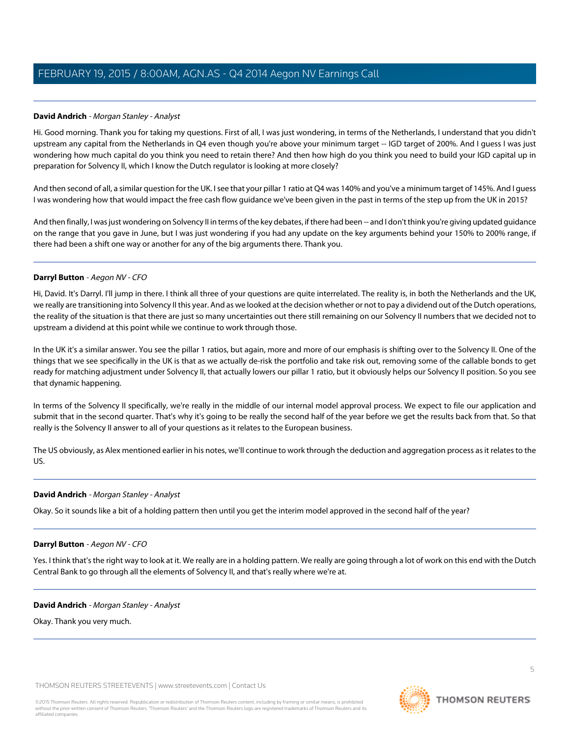**David Andrich** - *Morgan Stanley - Analyst*

Hi. Good morning. Thank you for taking my questions. First of all, I was just wondering, in terms of the Netherlands, I understand that you didn't upstream any capital from the Netherlands in Q4 even though you're above your minimum target -- IGD target of 200%. And I guess I was just wondering how much capital do you think you need to retain there? And then how high do you think you need to build your IGD capital up in preparation for Solvency II, which I know the Dutch regulator is looking at more closely?

And then second of all, a similar question for the UK. I see that your pillar 1 ratio at Q4 was 140% and you've a minimum target of 145%. And I guess I was wondering how that would impact the free cash flow guidance we've been given in the past in terms of the step up from the UK in 2015?

And then finally, I was just wondering on Solvency II in terms of the key debates, if there had been -- and I don't think you're giving updated guidance on the range that you gave in June, but I was just wondering if you had any update on the key arguments behind your 150% to 200% range, if there had been a shift one way or another for any of the big arguments there. Thank you.

---

**Darryl Button** - *Aegon NV - CFO*

Hi, David. It's Darryl. I'll jump in there. I think all three of your questions are quite interrelated. The reality is, in both the Netherlands and the UK, we really are transitioning into Solvency II this year. And as we looked at the decision whether or not to pay a dividend out of the Dutch operations, the reality of the situation is that there are just so many uncertainties out there still remaining on our Solvency II numbers that we decided not to upstream a dividend at this point while we continue to work through those.

In the UK it's a similar answer. You see the pillar 1 ratios, but again, more and more of our emphasis is shifting over to the Solvency II. One of the things that we see specifically in the UK is that as we actually de-risk the portfolio and take risk out, removing some of the callable bonds to get ready for matching adjustment under Solvency II, that actually lowers our pillar 1 ratio, but it obviously helps our Solvency II position. So you see that dynamic happening.

In terms of the Solvency II specifically, we're really in the middle of our internal model approval process. We expect to file our application and submit that in the second quarter. That's why it's going to be really the second half of the year before we get the results back from that. So that really is the Solvency II answer to all of your questions as it relates to the European business.

The US obviously, as Alex mentioned earlier in his notes, we'll continue to work through the deduction and aggregation process as it relates to the US.

---

**David Andrich** - *Morgan Stanley - Analyst*

Okay. So it sounds like a bit of a holding pattern then until you get the interim model approved in the second half of the year?

---

**Darryl Button** - *Aegon NV - CFO*

Yes. I think that's the right way to look at it. We really are in a holding pattern. We really are going through a lot of work on this end with the Dutch Central Bank to go through all the elements of Solvency II, and that's really where we're at.

---

**David Andrich** - *Morgan Stanley - Analyst*

Okay. Thank you very much.

---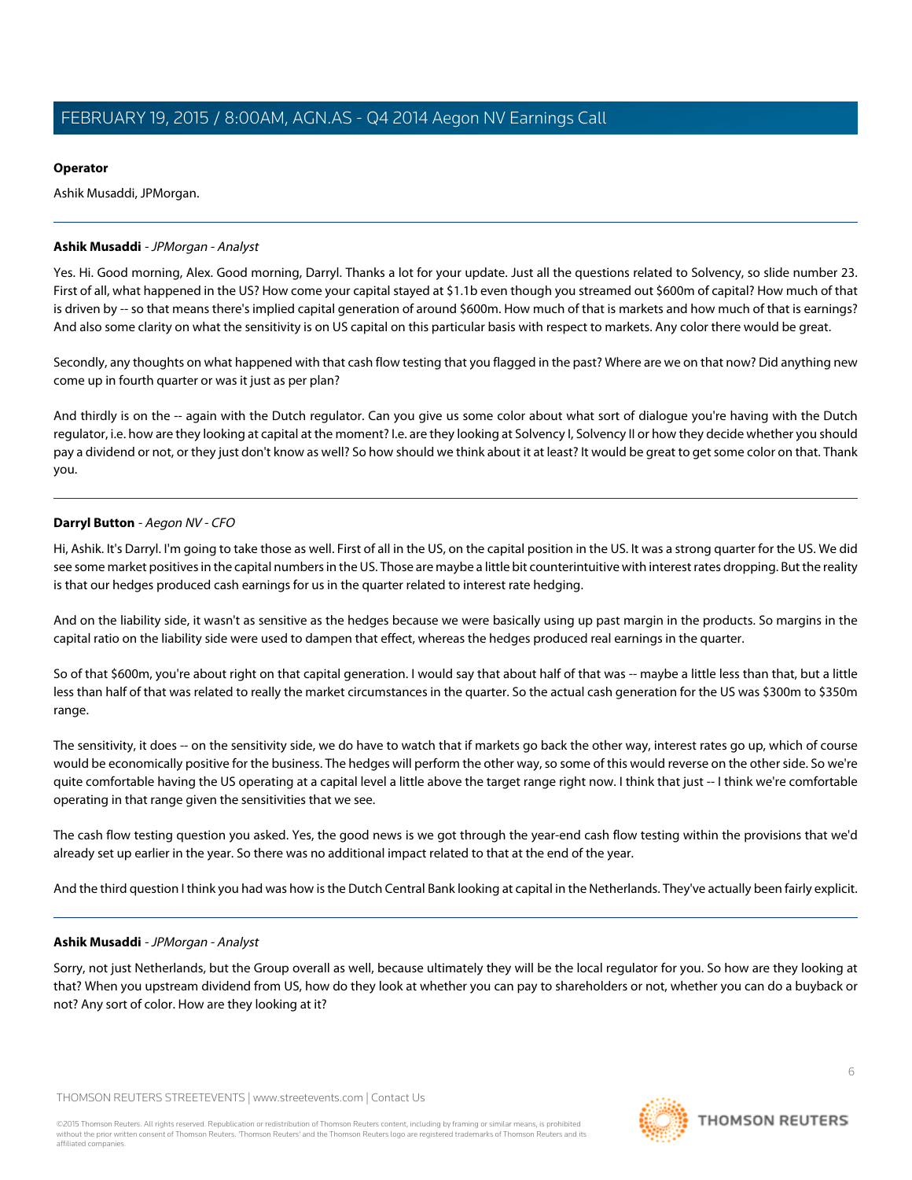**Operator**

Ashik Musaddi, JPMorgan.

---

**Ashik Musaddi** - *JPMorgan - Analyst*

Yes. Hi. Good morning, Alex. Good morning, Darryl. Thanks a lot for your update. Just all the questions related to Solvency, so slide number 23. First of all, what happened in the US? How come your capital stayed at $1.1b even though you streamed out $600m of capital? How much of that is driven by -- so that means there's implied capital generation of around $600m. How much of that is markets and how much of that is earnings? And also some clarity on what the sensitivity is on US capital on this particular basis with respect to markets. Any color there would be great.

Secondly, any thoughts on what happened with that cash flow testing that you flagged in the past? Where are we on that now? Did anything new come up in fourth quarter or was it just as per plan?

And thirdly is on the -- again with the Dutch regulator. Can you give us some color about what sort of dialogue you're having with the Dutch regulator, i.e. how are they looking at capital at the moment? I.e. are they looking at Solvency I, Solvency II or how they decide whether you should pay a dividend or not, or they just don't know as well? So how should we think about it at least? It would be great to get some color on that. Thank you.

---

**Darryl Button** - *Aegon NV - CFO*

Hi, Ashik. It's Darryl. I'm going to take those as well. First of all in the US, on the capital position in the US. It was a strong quarter for the US. We did see some market positives in the capital numbers in the US. Those are maybe a little bit counterintuitive with interest rates dropping. But the reality is that our hedges produced cash earnings for us in the quarter related to interest rate hedging.

And on the liability side, it wasn't as sensitive as the hedges because we were basically using up past margin in the products. So margins in the capital ratio on the liability side were used to dampen that effect, whereas the hedges produced real earnings in the quarter.

So of that $600m, you're about right on that capital generation. I would say that about half of that was -- maybe a little less than that, but a little less than half of that was related to really the market circumstances in the quarter. So the actual cash generation for the US was $300m to $350m range.

The sensitivity, it does -- on the sensitivity side, we do have to watch that if markets go back the other way, interest rates go up, which of course would be economically positive for the business. The hedges will perform the other way, so some of this would reverse on the other side. So we're quite comfortable having the US operating at a capital level a little above the target range right now. I think that just -- I think we're comfortable operating in that range given the sensitivities that we see.

The cash flow testing question you asked. Yes, the good news is we got through the year-end cash flow testing within the provisions that we'd already set up earlier in the year. So there was no additional impact related to that at the end of the year.

And the third question I think you had was how is the Dutch Central Bank looking at capital in the Netherlands. They've actually been fairly explicit.

---

**Ashik Musaddi** - *JPMorgan - Analyst*

Sorry, not just Netherlands, but the Group overall as well, because ultimately they will be the local regulator for you. So how are they looking at that? When you upstream dividend from US, how do they look at whether you can pay to shareholders or not, whether you can do a buyback or not? Any sort of color. How are they looking at it?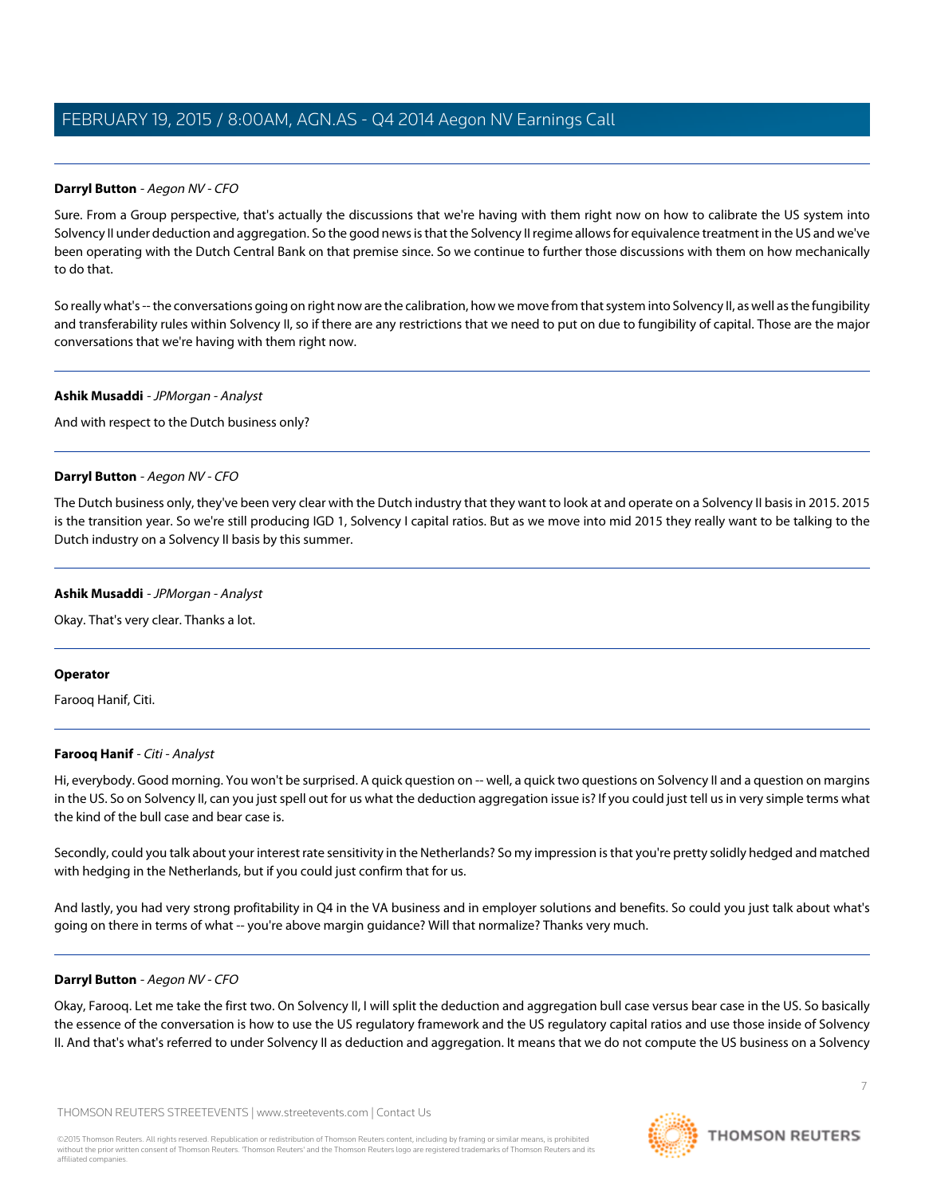**Darryl Button** - *Aegon NV - CFO*

Sure. From a Group perspective, that's actually the discussions that we're having with them right now on how to calibrate the US system into Solvency II under deduction and aggregation. So the good news is that the Solvency II regime allows for equivalence treatment in the US and we've been operating with the Dutch Central Bank on that premise since. So we continue to further those discussions with them on how mechanically to do that.

So really what's -- the conversations going on right now are the calibration, how we move from that system into Solvency II, as well as the fungibility and transferability rules within Solvency II, so if there are any restrictions that we need to put on due to fungibility of capital. Those are the major conversations that we're having with them right now.

---

**Ashik Musaddi** - *JPMorgan - Analyst*

And with respect to the Dutch business only?

---

**Darryl Button** - *Aegon NV - CFO*

The Dutch business only, they've been very clear with the Dutch industry that they want to look at and operate on a Solvency II basis in 2015. 2015 is the transition year. So we're still producing IGD 1, Solvency I capital ratios. But as we move into mid 2015 they really want to be talking to the Dutch industry on a Solvency II basis by this summer.

---

**Ashik Musaddi** - *JPMorgan - Analyst*

Okay. That's very clear. Thanks a lot.

---

**Operator**

Farooq Hanif, Citi.

---

**Farooq Hanif** - *Citi - Analyst*

Hi, everybody. Good morning. You won't be surprised. A quick question on -- well, a quick two questions on Solvency II and a question on margins in the US. So on Solvency II, can you just spell out for us what the deduction aggregation issue is? If you could just tell us in very simple terms what the kind of the bull case and bear case is.

Secondly, could you talk about your interest rate sensitivity in the Netherlands? So my impression is that you're pretty solidly hedged and matched with hedging in the Netherlands, but if you could just confirm that for us.

And lastly, you had very strong profitability in Q4 in the VA business and in employer solutions and benefits. So could you just talk about what's going on there in terms of what -- you're above margin guidance? Will that normalize? Thanks very much.

---

**Darryl Button** - *Aegon NV - CFO*

Okay, Farooq. Let me take the first two. On Solvency II, I will split the deduction and aggregation bull case versus bear case in the US. So basically the essence of the conversation is how to use the US regulatory framework and the US regulatory capital ratios and use those inside of Solvency II. And that's what's referred to under Solvency II as deduction and aggregation. It means that we do not compute the US business on a Solvency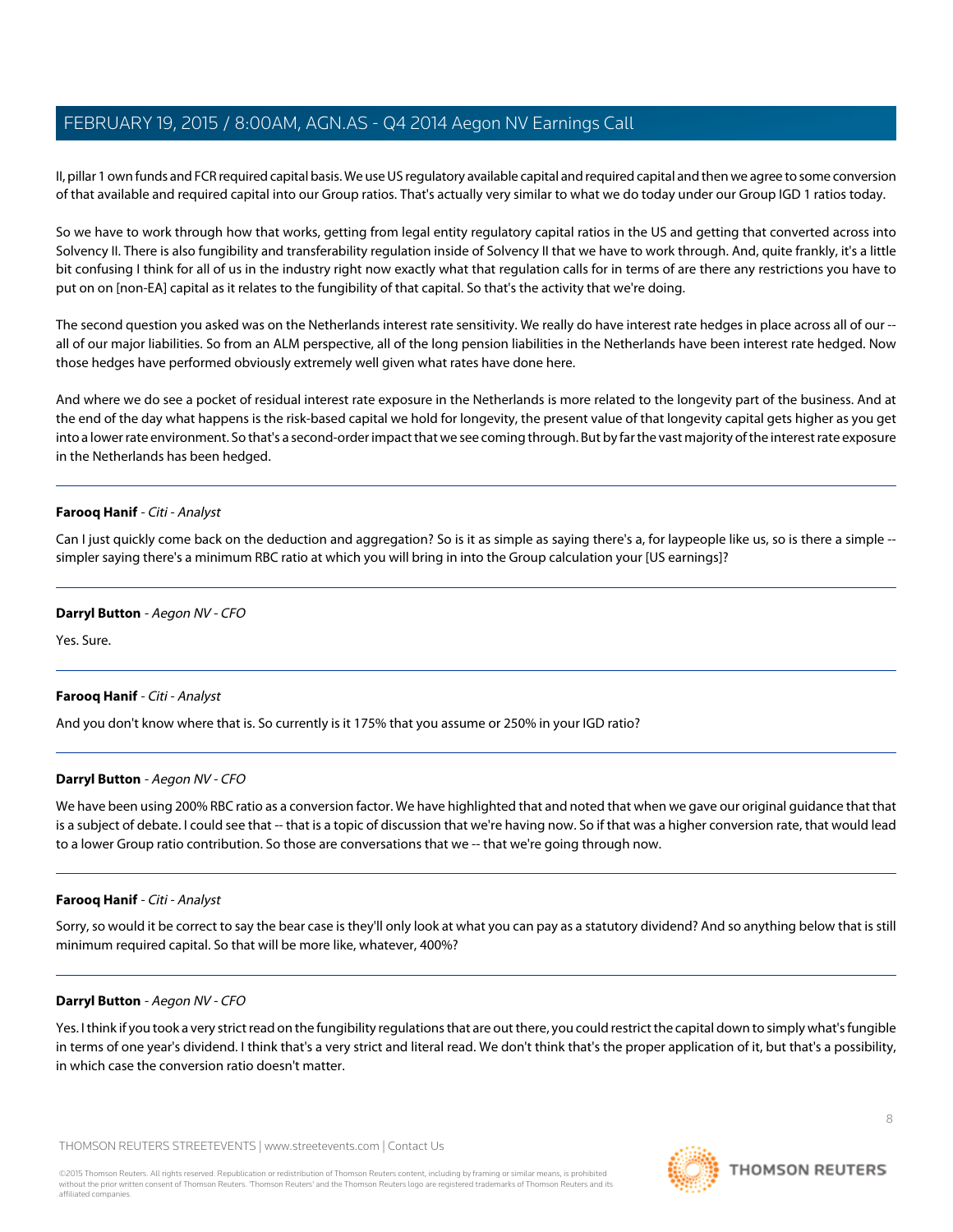II, pillar 1 own funds and FCR required capital basis. We use US regulatory available capital and required capital and then we agree to some conversion of that available and required capital into our Group ratios. That's actually very similar to what we do today under our Group IGD 1 ratios today.

So we have to work through how that works, getting from legal entity regulatory capital ratios in the US and getting that converted across into Solvency II. There is also fungibility and transferability regulation inside of Solvency II that we have to work through. And, quite frankly, it's a little bit confusing I think for all of us in the industry right now exactly what that regulation calls for in terms of are there any restrictions you have to put on on [non-EA] capital as it relates to the fungibility of that capital. So that's the activity that we're doing.

The second question you asked was on the Netherlands interest rate sensitivity. We really do have interest rate hedges in place across all of our -- all of our major liabilities. So from an ALM perspective, all of the long pension liabilities in the Netherlands have been interest rate hedged. Now those hedges have performed obviously extremely well given what rates have done here.

And where we do see a pocket of residual interest rate exposure in the Netherlands is more related to the longevity part of the business. And at the end of the day what happens is the risk-based capital we hold for longevity, the present value of that longevity capital gets higher as you get into a lower rate environment. So that's a second-order impact that we see coming through. But by far the vast majority of the interest rate exposure in the Netherlands has been hedged.

---

**Farooq Hanif** - *Citi - Analyst*

Can I just quickly come back on the deduction and aggregation? So is it as simple as saying there's a, for laypeople like us, so is there a simple -- simpler saying there's a minimum RBC ratio at which you will bring in into the Group calculation your [US earnings]?

---

**Darryl Button** - *Aegon NV - CFO*

Yes. Sure.

---

**Farooq Hanif** - *Citi - Analyst*

And you don't know where that is. So currently is it 175% that you assume or 250% in your IGD ratio?

---

**Darryl Button** - *Aegon NV - CFO*

We have been using 200% RBC ratio as a conversion factor. We have highlighted that and noted that when we gave our original guidance that that is a subject of debate. I could see that -- that is a topic of discussion that we're having now. So if that was a higher conversion rate, that would lead to a lower Group ratio contribution. So those are conversations that we -- that we're going through now.

---

**Farooq Hanif** - *Citi - Analyst*

Sorry, so would it be correct to say the bear case is they'll only look at what you can pay as a statutory dividend? And so anything below that is still minimum required capital. So that will be more like, whatever, 400%?

---

**Darryl Button** - *Aegon NV - CFO*

Yes. I think if you took a very strict read on the fungibility regulations that are out there, you could restrict the capital down to simply what's fungible in terms of one year's dividend. I think that's a very strict and literal read. We don't think that's the proper application of it, but that's a possibility, in which case the conversion ratio doesn't matter.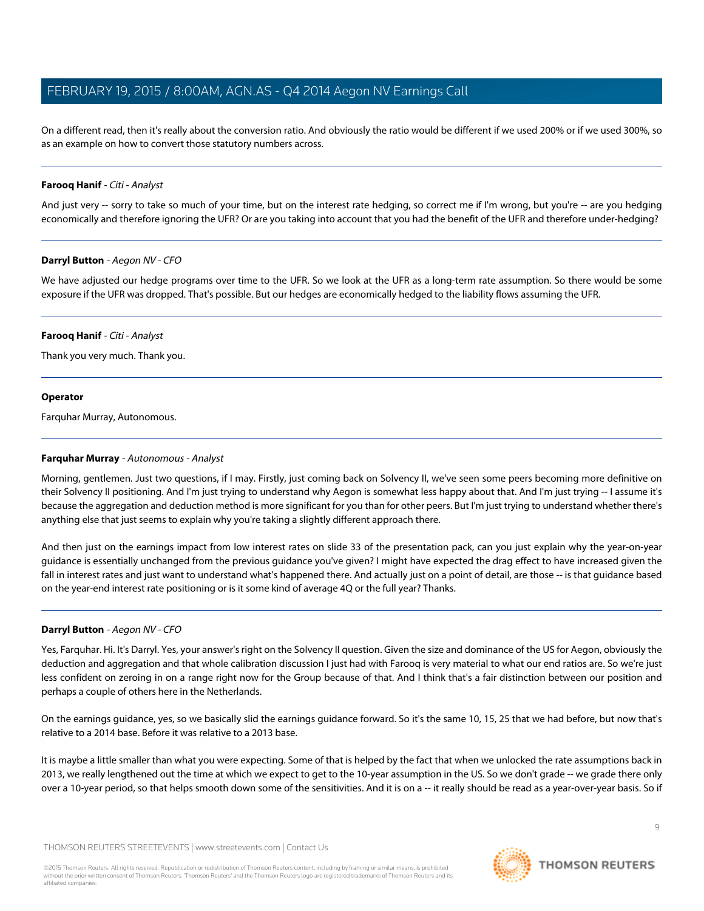On a different read, then it's really about the conversion ratio. And obviously the ratio would be different if we used 200% or if we used 300%, so as an example on how to convert those statutory numbers across.

---

**Farooq Hanif** - *Citi - Analyst*

And just very -- sorry to take so much of your time, but on the interest rate hedging, so correct me if I'm wrong, but you're -- are you hedging economically and therefore ignoring the UFR? Or are you taking into account that you had the benefit of the UFR and therefore under-hedging?

---

**Darryl Button** - *Aegon NV - CFO*

We have adjusted our hedge programs over time to the UFR. So we look at the UFR as a long-term rate assumption. So there would be some exposure if the UFR was dropped. That's possible. But our hedges are economically hedged to the liability flows assuming the UFR.

---

**Farooq Hanif** - *Citi - Analyst*

Thank you very much. Thank you.

---

**Operator**

Farquhar Murray, Autonomous.

---

**Farquhar Murray** - *Autonomous - Analyst*

Morning, gentlemen. Just two questions, if I may. Firstly, just coming back on Solvency II, we've seen some peers becoming more definitive on their Solvency II positioning. And I'm just trying to understand why Aegon is somewhat less happy about that. And I'm just trying -- I assume it's because the aggregation and deduction method is more significant for you than for other peers. But I'm just trying to understand whether there's anything else that just seems to explain why you're taking a slightly different approach there.

And then just on the earnings impact from low interest rates on slide 33 of the presentation pack, can you just explain why the year-on-year guidance is essentially unchanged from the previous guidance you've given? I might have expected the drag effect to have increased given the fall in interest rates and just want to understand what's happened there. And actually just on a point of detail, are those -- is that guidance based on the year-end interest rate positioning or is it some kind of average 4Q or the full year? Thanks.

---

**Darryl Button** - *Aegon NV - CFO*

Yes, Farquhar. Hi. It's Darryl. Yes, your answer's right on the Solvency II question. Given the size and dominance of the US for Aegon, obviously the deduction and aggregation and that whole calibration discussion I just had with Farooq is very material to what our end ratios are. So we're just less confident on zeroing in on a range right now for the Group because of that. And I think that's a fair distinction between our position and perhaps a couple of others here in the Netherlands.

On the earnings guidance, yes, so we basically slid the earnings guidance forward. So it's the same 10, 15, 25 that we had before, but now that's relative to a 2014 base. Before it was relative to a 2013 base.

It is maybe a little smaller than what you were expecting. Some of that is helped by the fact that when we unlocked the rate assumptions back in 2013, we really lengthened out the time at which we expect to get to the 10-year assumption in the US. So we don't grade -- we grade there only over a 10-year period, so that helps smooth down some of the sensitivities. And it is on a -- it really should be read as a year-over-year basis. So if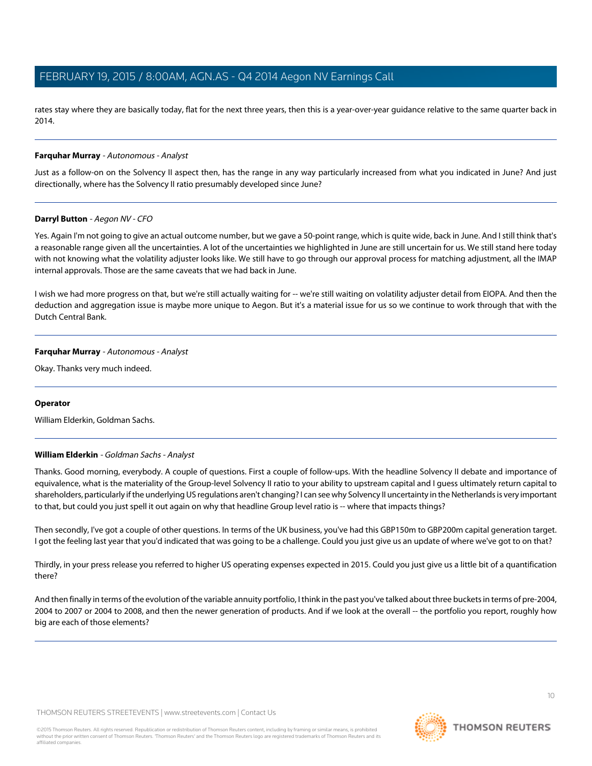rates stay where they are basically today, flat for the next three years, then this is a year-over-year guidance relative to the same quarter back in 2014.

---

**Farquhar Murray** - *Autonomous - Analyst*

Just as a follow-on on the Solvency II aspect then, has the range in any way particularly increased from what you indicated in June? And just directionally, where has the Solvency II ratio presumably developed since June?

---

**Darryl Button** - *Aegon NV - CFO*

Yes. Again I'm not going to give an actual outcome number, but we gave a 50-point range, which is quite wide, back in June. And I still think that's a reasonable range given all the uncertainties. A lot of the uncertainties we highlighted in June are still uncertain for us. We still stand here today with not knowing what the volatility adjuster looks like. We still have to go through our approval process for matching adjustment, all the IMAP internal approvals. Those are the same caveats that we had back in June.

I wish we had more progress on that, but we're still actually waiting for -- we're still waiting on volatility adjuster detail from EIOPA. And then the deduction and aggregation issue is maybe more unique to Aegon. But it's a material issue for us so we continue to work through that with the Dutch Central Bank.

---

**Farquhar Murray** - *Autonomous - Analyst*

Okay. Thanks very much indeed.

---

**Operator**

William Elderkin, Goldman Sachs.

---

**William Elderkin** - *Goldman Sachs - Analyst*

Thanks. Good morning, everybody. A couple of questions. First a couple of follow-ups. With the headline Solvency II debate and importance of equivalence, what is the materiality of the Group-level Solvency II ratio to your ability to upstream capital and I guess ultimately return capital to shareholders, particularly if the underlying US regulations aren't changing? I can see why Solvency II uncertainty in the Netherlands is very important to that, but could you just spell it out again on why that headline Group level ratio is -- where that impacts things?

Then secondly, I've got a couple of other questions. In terms of the UK business, you've had this GBP150m to GBP200m capital generation target. I got the feeling last year that you'd indicated that was going to be a challenge. Could you just give us an update of where we've got to on that?

Thirdly, in your press release you referred to higher US operating expenses expected in 2015. Could you just give us a little bit of a quantification there?

And then finally in terms of the evolution of the variable annuity portfolio, I think in the past you've talked about three buckets in terms of pre-2004, 2004 to 2007 or 2004 to 2008, and then the newer generation of products. And if we look at the overall -- the portfolio you report, roughly how big are each of those elements?

---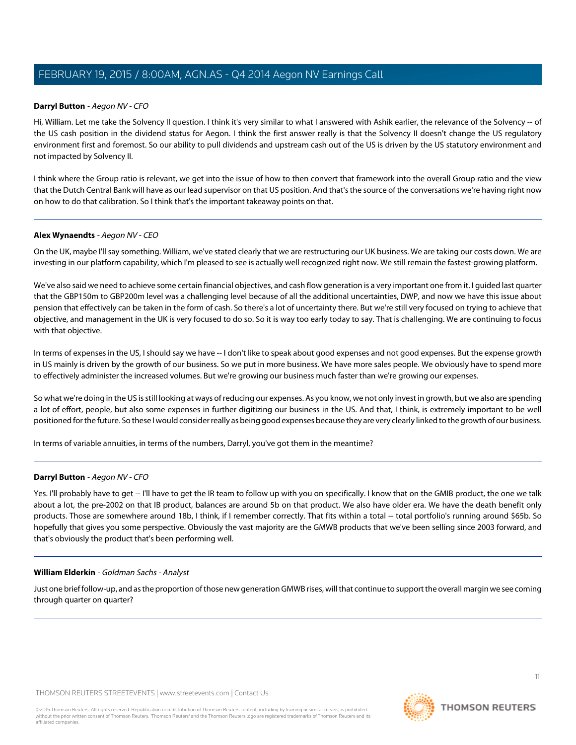**Darryl Button** - *Aegon NV - CFO*

Hi, William. Let me take the Solvency II question. I think it's very similar to what I answered with Ashik earlier, the relevance of the Solvency -- of the US cash position in the dividend status for Aegon. I think the first answer really is that the Solvency II doesn't change the US regulatory environment first and foremost. So our ability to pull dividends and upstream cash out of the US is driven by the US statutory environment and not impacted by Solvency II.

I think where the Group ratio is relevant, we get into the issue of how to then convert that framework into the overall Group ratio and the view that the Dutch Central Bank will have as our lead supervisor on that US position. And that's the source of the conversations we're having right now on how to do that calibration. So I think that's the important takeaway points on that.

---

**Alex Wynaendts** - *Aegon NV - CEO*

On the UK, maybe I'll say something. William, we've stated clearly that we are restructuring our UK business. We are taking our costs down. We are investing in our platform capability, which I'm pleased to see is actually well recognized right now. We still remain the fastest-growing platform.

We've also said we need to achieve some certain financial objectives, and cash flow generation is a very important one from it. I guided last quarter that the GBP150m to GBP200m level was a challenging level because of all the additional uncertainties, DWP, and now we have this issue about pension that effectively can be taken in the form of cash. So there's a lot of uncertainty there. But we're still very focused on trying to achieve that objective, and management in the UK is very focused to do so. So it is way too early today to say. That is challenging. We are continuing to focus with that objective.

In terms of expenses in the US, I should say we have -- I don't like to speak about good expenses and not good expenses. But the expense growth in US mainly is driven by the growth of our business. So we put in more business. We have more sales people. We obviously have to spend more to effectively administer the increased volumes. But we're growing our business much faster than we're growing our expenses.

So what we're doing in the US is still looking at ways of reducing our expenses. As you know, we not only invest in growth, but we also are spending a lot of effort, people, but also some expenses in further digitizing our business in the US. And that, I think, is extremely important to be well positioned for the future. So these I would consider really as being good expenses because they are very clearly linked to the growth of our business.

In terms of variable annuities, in terms of the numbers, Darryl, you've got them in the meantime?

---

**Darryl Button** - *Aegon NV - CFO*

Yes. I'll probably have to get -- I'll have to get the IR team to follow up with you on specifically. I know that on the GMIB product, the one we talk about a lot, the pre-2002 on that IB product, balances are around 5b on that product. We also have older era. We have the death benefit only products. Those are somewhere around 18b, I think, if I remember correctly. That fits within a total -- total portfolio's running around $65b. So hopefully that gives you some perspective. Obviously the vast majority are the GMWB products that we've been selling since 2003 forward, and that's obviously the product that's been performing well.

---

**William Elderkin** - *Goldman Sachs - Analyst*

Just one brief follow-up, and as the proportion of those new generation GMWB rises, will that continue to support the overall margin we see coming through quarter on quarter?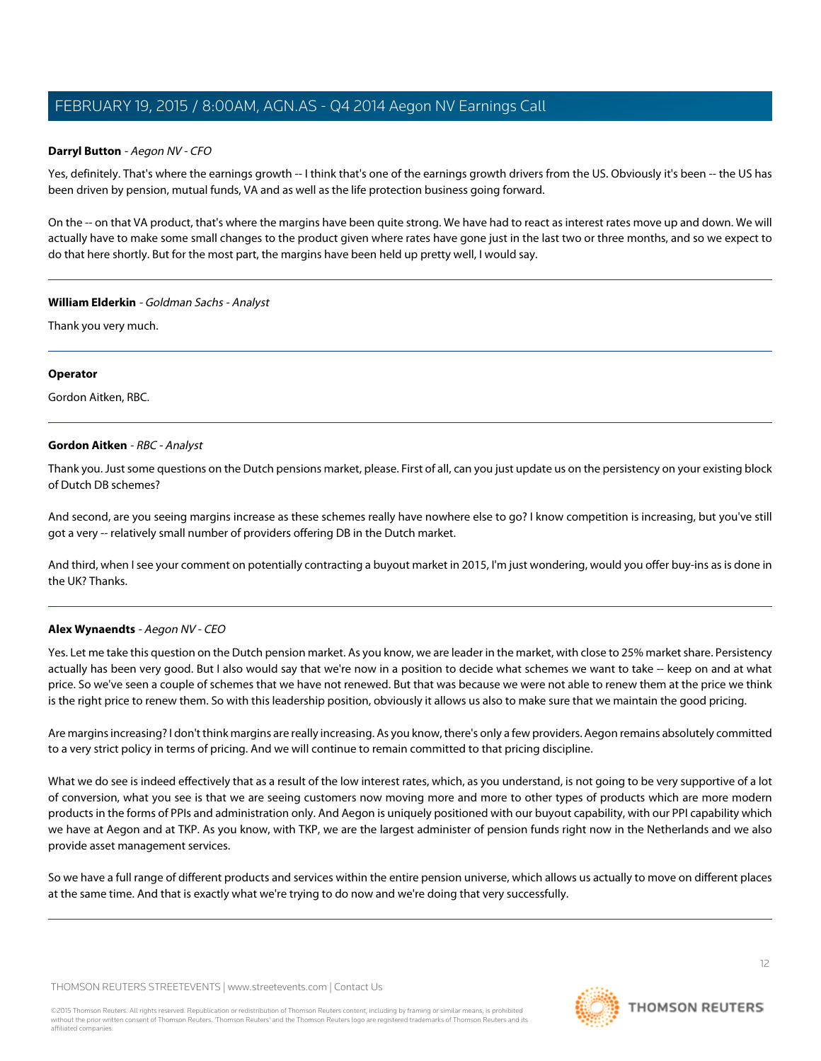**Darryl Button** - *Aegon NV - CFO*

Yes, definitely. That's where the earnings growth -- I think that's one of the earnings growth drivers from the US. Obviously it's been -- the US has been driven by pension, mutual funds, VA and as well as the life protection business going forward.

On the -- on that VA product, that's where the margins have been quite strong. We have had to react as interest rates move up and down. We will actually have to make some small changes to the product given where rates have gone just in the last two or three months, and so we expect to do that here shortly. But for the most part, the margins have been held up pretty well, I would say.

---

**William Elderkin** - *Goldman Sachs - Analyst*

Thank you very much.

---

**Operator**

Gordon Aitken, RBC.

---

**Gordon Aitken** - *RBC - Analyst*

Thank you. Just some questions on the Dutch pensions market, please. First of all, can you just update us on the persistency on your existing block of Dutch DB schemes?

And second, are you seeing margins increase as these schemes really have nowhere else to go? I know competition is increasing, but you've still got a very -- relatively small number of providers offering DB in the Dutch market.

And third, when I see your comment on potentially contracting a buyout market in 2015, I'm just wondering, would you offer buy-ins as is done in the UK? Thanks.

---

**Alex Wynaendts** - *Aegon NV - CEO*

Yes. Let me take this question on the Dutch pension market. As you know, we are leader in the market, with close to 25% market share. Persistency actually has been very good. But I also would say that we're now in a position to decide what schemes we want to take -- keep on and at what price. So we've seen a couple of schemes that we have not renewed. But that was because we were not able to renew them at the price we think is the right price to renew them. So with this leadership position, obviously it allows us also to make sure that we maintain the good pricing.

Are margins increasing? I don't think margins are really increasing. As you know, there's only a few providers. Aegon remains absolutely committed to a very strict policy in terms of pricing. And we will continue to remain committed to that pricing discipline.

What we do see is indeed effectively that as a result of the low interest rates, which, as you understand, is not going to be very supportive of a lot of conversion, what you see is that we are seeing customers now moving more and more to other types of products which are more modern products in the forms of PPIs and administration only. And Aegon is uniquely positioned with our buyout capability, with our PPI capability which we have at Aegon and at TKP. As you know, with TKP, we are the largest administer of pension funds right now in the Netherlands and we also provide asset management services.

So we have a full range of different products and services within the entire pension universe, which allows us actually to move on different places at the same time. And that is exactly what we're trying to do now and we're doing that very successfully.

---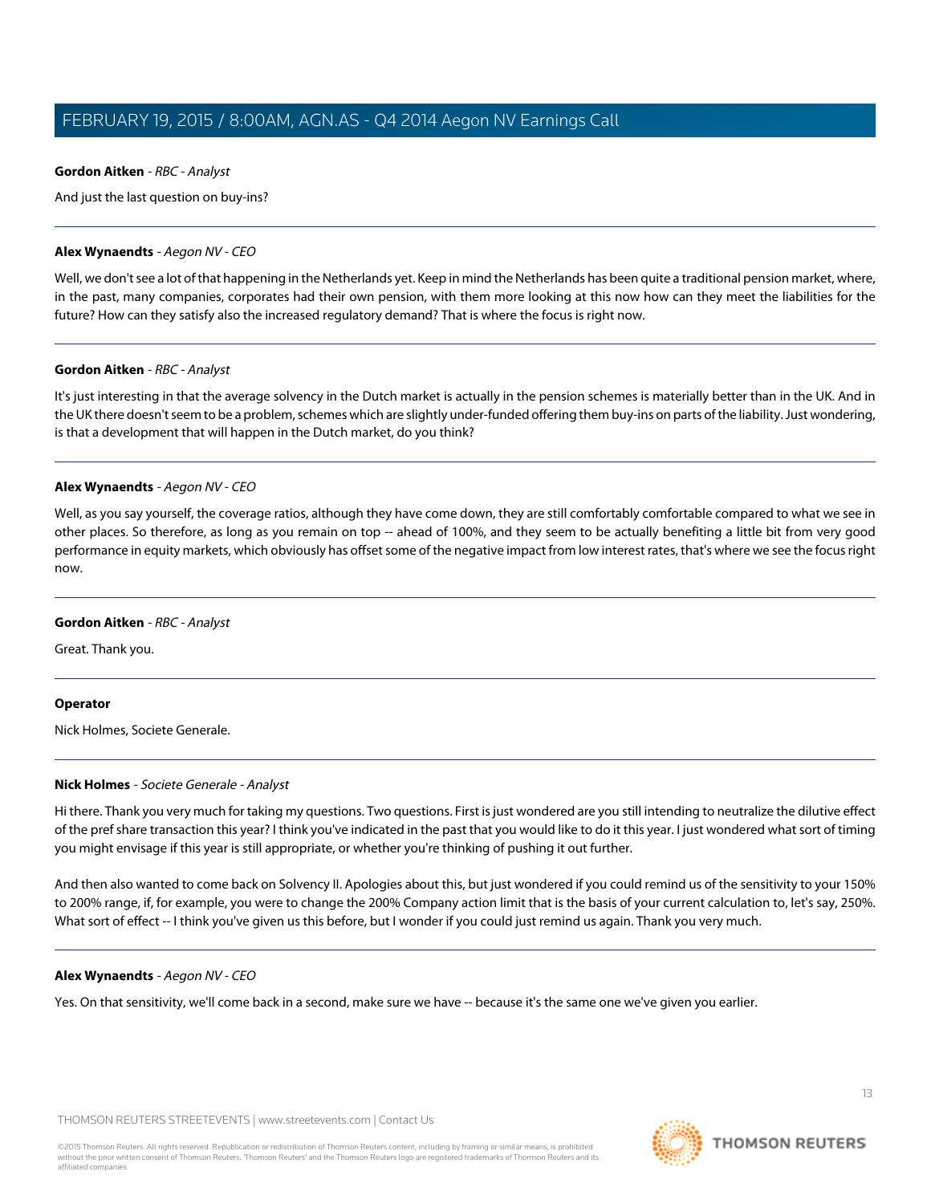**Gordon Aitken** - *RBC - Analyst*

And just the last question on buy-ins?

---

**Alex Wynaendts** - *Aegon NV - CEO*

Well, we don't see a lot of that happening in the Netherlands yet. Keep in mind the Netherlands has been quite a traditional pension market, where, in the past, many companies, corporates had their own pension, with them more looking at this now how can they meet the liabilities for the future? How can they satisfy also the increased regulatory demand? That is where the focus is right now.

---

**Gordon Aitken** - *RBC - Analyst*

It's just interesting in that the average solvency in the Dutch market is actually in the pension schemes is materially better than in the UK. And in the UK there doesn't seem to be a problem, schemes which are slightly under-funded offering them buy-ins on parts of the liability. Just wondering, is that a development that will happen in the Dutch market, do you think?

---

**Alex Wynaendts** - *Aegon NV - CEO*

Well, as you say yourself, the coverage ratios, although they have come down, they are still comfortably comfortable compared to what we see in other places. So therefore, as long as you remain on top -- ahead of 100%, and they seem to be actually benefiting a little bit from very good performance in equity markets, which obviously has offset some of the negative impact from low interest rates, that's where we see the focus right now.

---

**Gordon Aitken** - *RBC - Analyst*

Great. Thank you.

---

**Operator**

Nick Holmes, Societe Generale.

---

**Nick Holmes** - *Societe Generale - Analyst*

Hi there. Thank you very much for taking my questions. Two questions. First is just wondered are you still intending to neutralize the dilutive effect of the pref share transaction this year? I think you've indicated in the past that you would like to do it this year. I just wondered what sort of timing you might envisage if this year is still appropriate, or whether you're thinking of pushing it out further.

And then also wanted to come back on Solvency II. Apologies about this, but just wondered if you could remind us of the sensitivity to your 150% to 200% range, if, for example, you were to change the 200% Company action limit that is the basis of your current calculation to, let's say, 250%. What sort of effect -- I think you've given us this before, but I wonder if you could just remind us again. Thank you very much.

---

**Alex Wynaendts** - *Aegon NV - CEO*

Yes. On that sensitivity, we'll come back in a second, make sure we have -- because it's the same one we've given you earlier.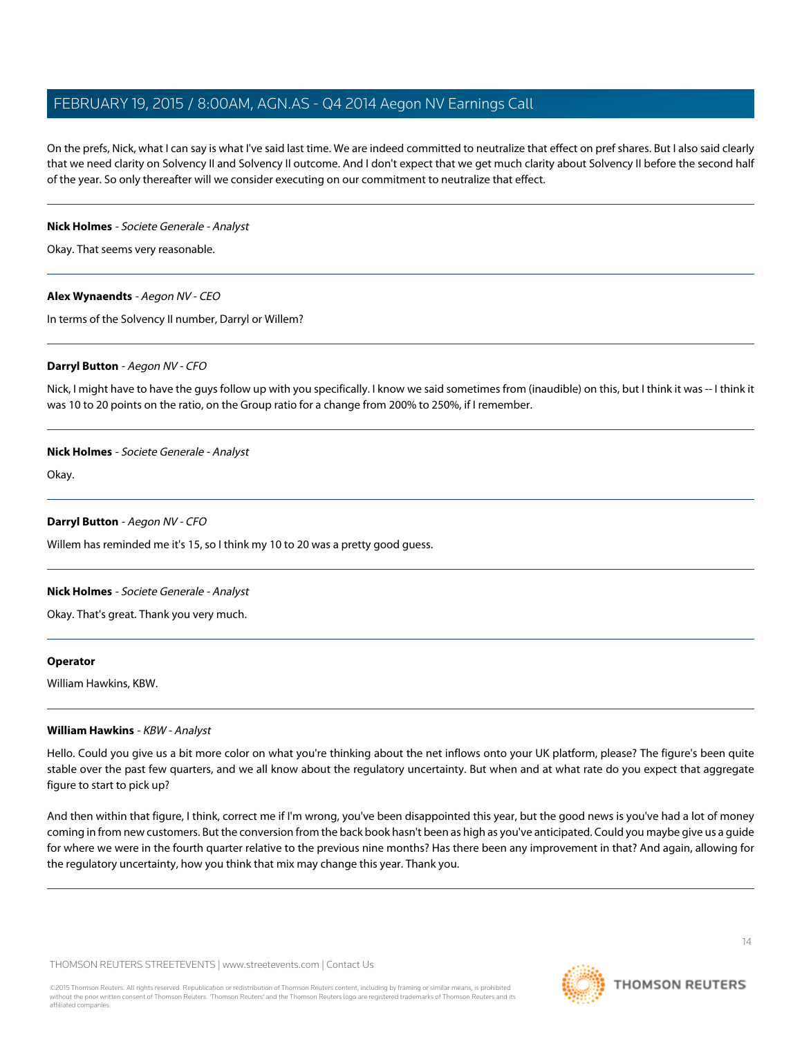On the prefs, Nick, what I can say is what I've said last time. We are indeed committed to neutralize that effect on pref shares. But I also said clearly that we need clarity on Solvency II and Solvency II outcome. And I don't expect that we get much clarity about Solvency II before the second half of the year. So only thereafter will we consider executing on our commitment to neutralize that effect.

---

**Nick Holmes** - *Societe Generale - Analyst*

Okay. That seems very reasonable.

---

**Alex Wynaendts** - *Aegon NV - CEO*

In terms of the Solvency II number, Darryl or Willem?

---

**Darryl Button** - *Aegon NV - CFO*

Nick, I might have to have the guys follow up with you specifically. I know we said sometimes from (inaudible) on this, but I think it was -- I think it was 10 to 20 points on the ratio, on the Group ratio for a change from 200% to 250%, if I remember.

---

**Nick Holmes** - *Societe Generale - Analyst*

Okay.

---

**Darryl Button** - *Aegon NV - CFO*

Willem has reminded me it's 15, so I think my 10 to 20 was a pretty good guess.

---

**Nick Holmes** - *Societe Generale - Analyst*

Okay. That's great. Thank you very much.

---

**Operator**

William Hawkins, KBW.

---

**William Hawkins** - *KBW - Analyst*

Hello. Could you give us a bit more color on what you're thinking about the net inflows onto your UK platform, please? The figure's been quite stable over the past few quarters, and we all know about the regulatory uncertainty. But when and at what rate do you expect that aggregate figure to start to pick up?

And then within that figure, I think, correct me if I'm wrong, you've been disappointed this year, but the good news is you've had a lot of money coming in from new customers. But the conversion from the back book hasn't been as high as you've anticipated. Could you maybe give us a guide for where we were in the fourth quarter relative to the previous nine months? Has there been any improvement in that? And again, allowing for the regulatory uncertainty, how you think that mix may change this year. Thank you.

---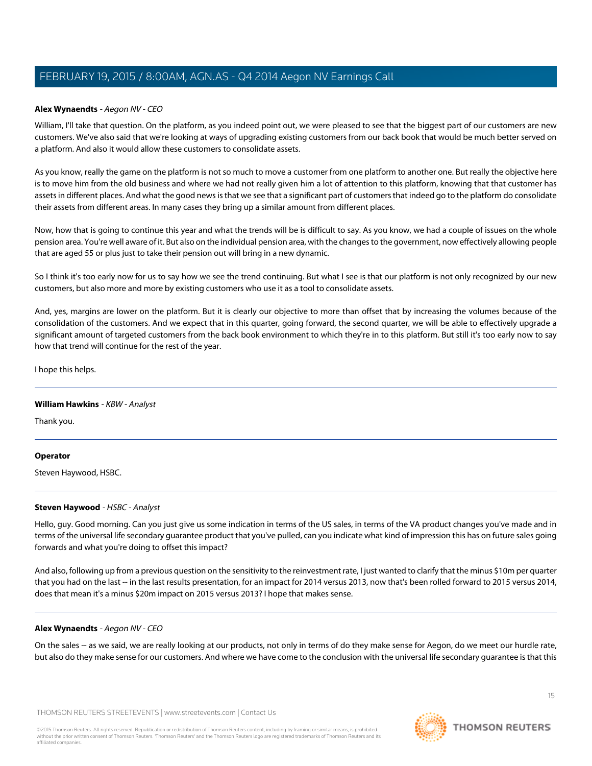**Alex Wynaendts** - *Aegon NV - CEO*

William, I'll take that question. On the platform, as you indeed point out, we were pleased to see that the biggest part of our customers are new customers. We've also said that we're looking at ways of upgrading existing customers from our back book that would be much better served on a platform. And also it would allow these customers to consolidate assets.

As you know, really the game on the platform is not so much to move a customer from one platform to another one. But really the objective here is to move him from the old business and where we had not really given him a lot of attention to this platform, knowing that that customer has assets in different places. And what the good news is that we see that a significant part of customers that indeed go to the platform do consolidate their assets from different areas. In many cases they bring up a similar amount from different places.

Now, how that is going to continue this year and what the trends will be is difficult to say. As you know, we had a couple of issues on the whole pension area. You're well aware of it. But also on the individual pension area, with the changes to the government, now effectively allowing people that are aged 55 or plus just to take their pension out will bring in a new dynamic.

So I think it's too early now for us to say how we see the trend continuing. But what I see is that our platform is not only recognized by our new customers, but also more and more by existing customers who use it as a tool to consolidate assets.

And, yes, margins are lower on the platform. But it is clearly our objective to more than offset that by increasing the volumes because of the consolidation of the customers. And we expect that in this quarter, going forward, the second quarter, we will be able to effectively upgrade a significant amount of targeted customers from the back book environment to which they're in to this platform. But still it's too early now to say how that trend will continue for the rest of the year.

I hope this helps.

---

**William Hawkins** - *KBW - Analyst*

Thank you.

---

**Operator**

Steven Haywood, HSBC.

---

**Steven Haywood** - *HSBC - Analyst*

Hello, guy. Good morning. Can you just give us some indication in terms of the US sales, in terms of the VA product changes you've made and in terms of the universal life secondary guarantee product that you've pulled, can you indicate what kind of impression this has on future sales going forwards and what you're doing to offset this impact?

And also, following up from a previous question on the sensitivity to the reinvestment rate, I just wanted to clarify that the minus $10m per quarter that you had on the last -- in the last results presentation, for an impact for 2014 versus 2013, now that's been rolled forward to 2015 versus 2014, does that mean it's a minus $20m impact on 2015 versus 2013? I hope that makes sense.

---

**Alex Wynaendts** - *Aegon NV - CEO*

On the sales -- as we said, we are really looking at our products, not only in terms of do they make sense for Aegon, do we meet our hurdle rate, but also do they make sense for our customers. And where we have come to the conclusion with the universal life secondary guarantee is that this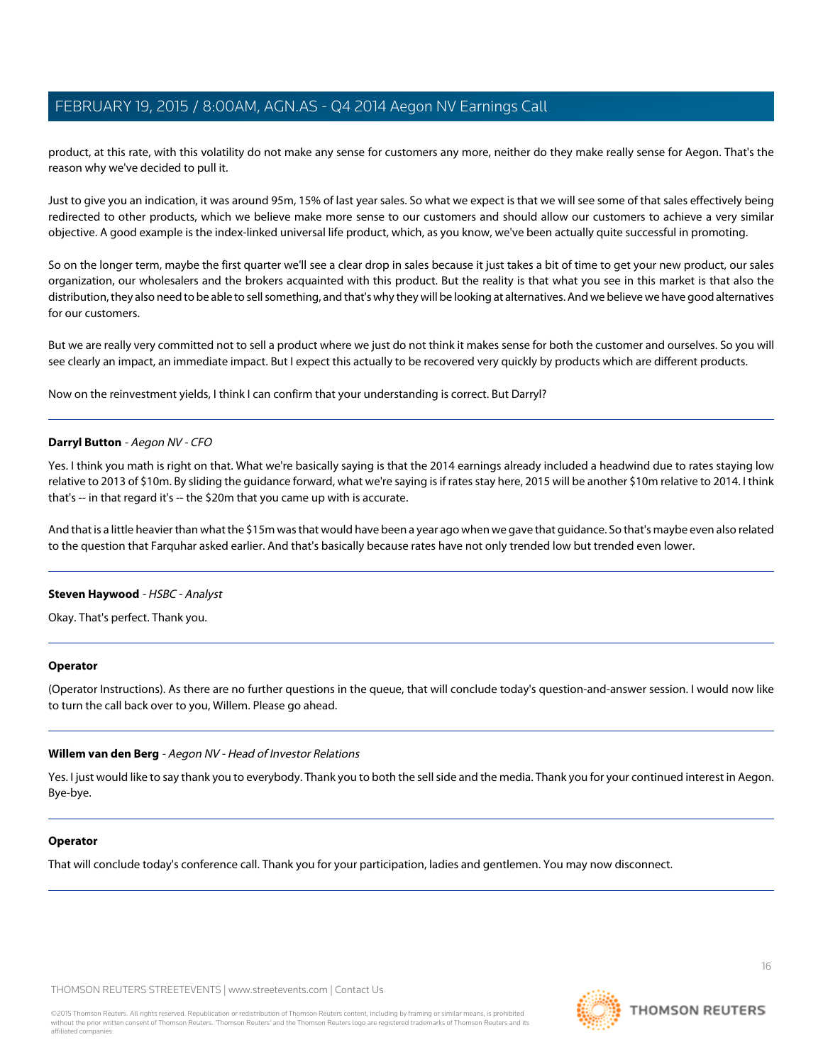product, at this rate, with this volatility do not make any sense for customers any more, neither do they make really sense for Aegon. That's the reason why we've decided to pull it.

Just to give you an indication, it was around 95m, 15% of last year sales. So what we expect is that we will see some of that sales effectively being redirected to other products, which we believe make more sense to our customers and should allow our customers to achieve a very similar objective. A good example is the index-linked universal life product, which, as you know, we've been actually quite successful in promoting.

So on the longer term, maybe the first quarter we'll see a clear drop in sales because it just takes a bit of time to get your new product, our sales organization, our wholesalers and the brokers acquainted with this product. But the reality is that what you see in this market is that also the distribution, they also need to be able to sell something, and that's why they will be looking at alternatives. And we believe we have good alternatives for our customers.

But we are really very committed not to sell a product where we just do not think it makes sense for both the customer and ourselves. So you will see clearly an impact, an immediate impact. But I expect this actually to be recovered very quickly by products which are different products.

Now on the reinvestment yields, I think I can confirm that your understanding is correct. But Darryl?

---

**Darryl Button** - *Aegon NV - CFO*

Yes. I think you math is right on that. What we're basically saying is that the 2014 earnings already included a headwind due to rates staying low relative to 2013 of $10m. By sliding the guidance forward, what we're saying is if rates stay here, 2015 will be another $10m relative to 2014. I think that's -- in that regard it's -- the $20m that you came up with is accurate.

And that is a little heavier than what the $15m was that would have been a year ago when we gave that guidance. So that's maybe even also related to the question that Farquhar asked earlier. And that's basically because rates have not only trended low but trended even lower.

---

**Steven Haywood** - *HSBC - Analyst*

Okay. That's perfect. Thank you.

---

**Operator**

(Operator Instructions). As there are no further questions in the queue, that will conclude today's question-and-answer session. I would now like to turn the call back over to you, Willem. Please go ahead.

---

**Willem van den Berg** - *Aegon NV - Head of Investor Relations*

Yes. I just would like to say thank you to everybody. Thank you to both the sell side and the media. Thank you for your continued interest in Aegon. Bye-bye.

---

**Operator**

That will conclude today's conference call. Thank you for your participation, ladies and gentlemen. You may now disconnect.

---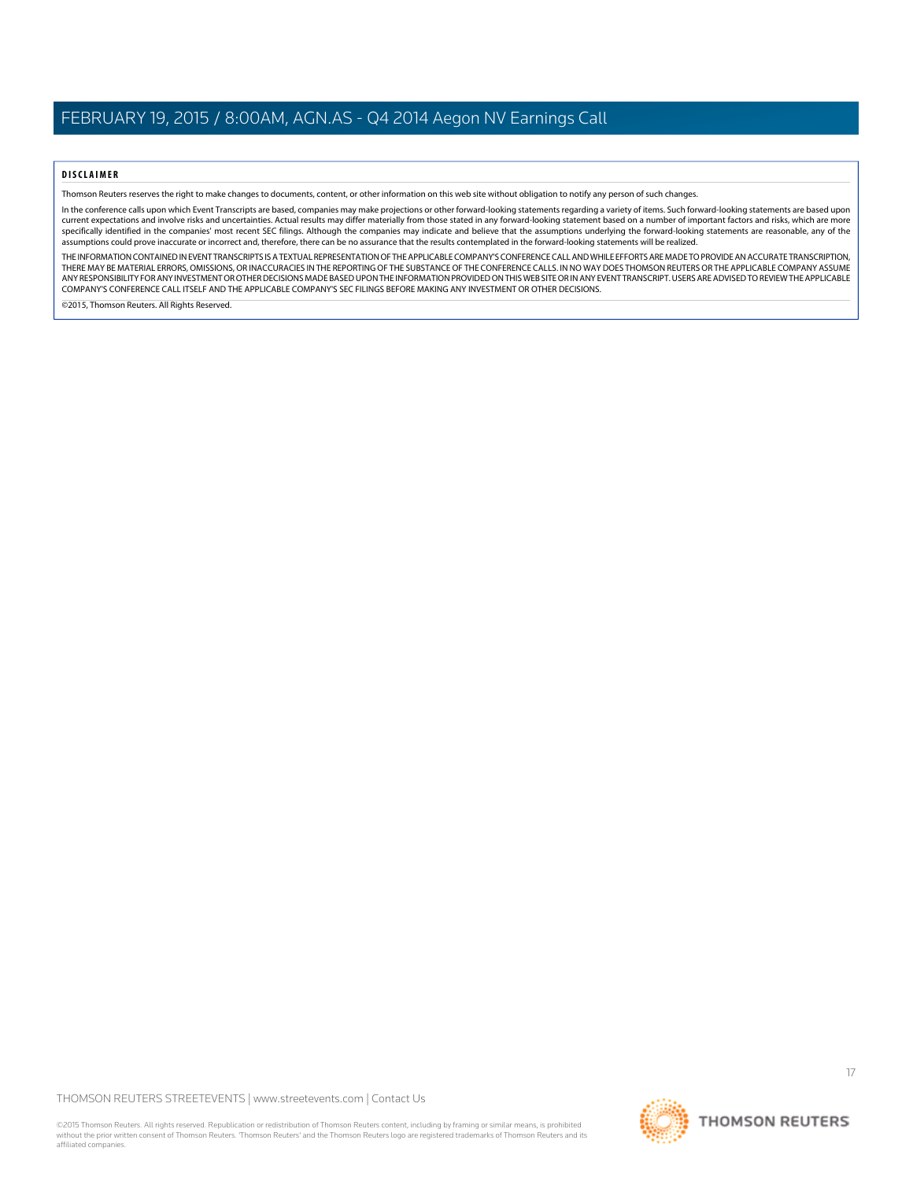## DISCLAIMER

Thomson Reuters reserves the right to make changes to documents, content, or other information on this web site without obligation to notify any person of such changes.

In the conference calls upon which Event Transcripts are based, companies may make projections or other forward-looking statements regarding a variety of items. Such forward-looking statements are based upon current expectations and involve risks and uncertainties. Actual results may differ materially from those stated in any forward-looking statement based on a number of important factors and risks, which are more specifically identified in the companies' most recent SEC filings. Although the companies may indicate and believe that the assumptions underlying the forward-looking statements are reasonable, any of the assumptions could prove inaccurate or incorrect and, therefore, there can be no assurance that the results contemplated in the forward-looking statements will be realized.

THE INFORMATION CONTAINED IN EVENT TRANSCRIPTS IS A TEXTUAL REPRESENTATION OF THE APPLICABLE COMPANY'S CONFERENCE CALL AND WHILE EFFORTS ARE MADE TO PROVIDE AN ACCURATE TRANSCRIPTION, THERE MAY BE MATERIAL ERRORS, OMISSIONS, OR INACCURACIES IN THE REPORTING OF THE SUBSTANCE OF THE CONFERENCE CALLS. IN NO WAY DOES THOMSON REUTERS OR THE APPLICABLE COMPANY ASSUME ANY RESPONSIBILITY FOR ANY INVESTMENT OR OTHER DECISIONS MADE BASED UPON THE INFORMATION PROVIDED ON THIS WEB SITE OR IN ANY EVENT TRANSCRIPT. USERS ARE ADVISED TO REVIEW THE APPLICABLE COMPANY'S CONFERENCE CALL ITSELF AND THE APPLICABLE COMPANY'S SEC FILINGS BEFORE MAKING ANY INVESTMENT OR OTHER DECISIONS.

©2015, Thomson Reuters. All Rights Reserved.